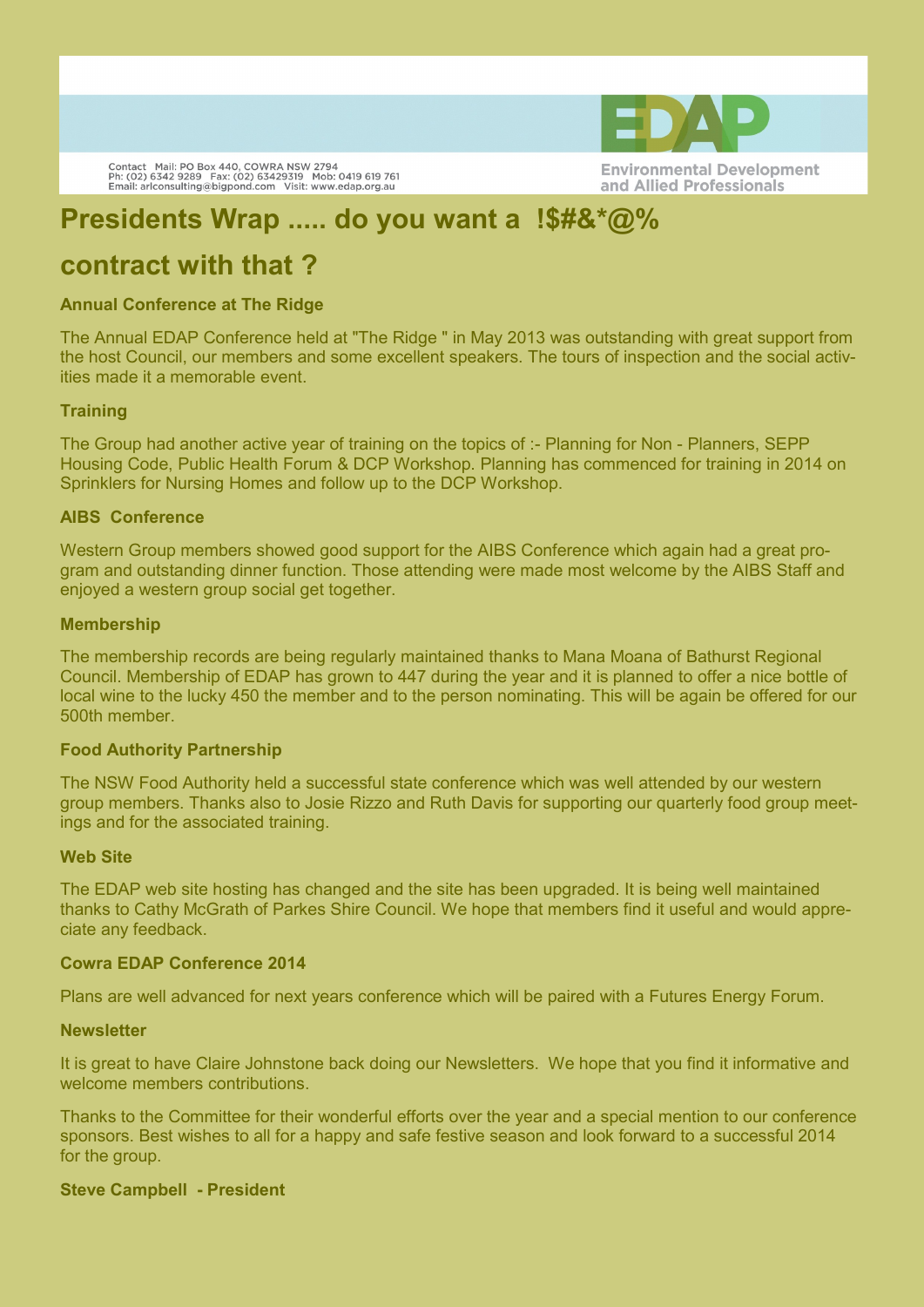Contact Mail: PO Box 440, COWRA NSW 2794
Ph: (02) 6342 9289 Fax: (02) 63429319 Mob: 0419 619 761
Email: arlconsulting@bigpond.com Visit: www.edap.org.au

EDAP
Environmental Development and Allied Professionals

# Presidents Wrap ..... do you want a !$#&*@% contract with that ?

**Annual Conference at The Ridge**

The Annual EDAP Conference held at "The Ridge " in May 2013 was outstanding with great support from the host Council, our members and some excellent speakers. The tours of inspection and the social activities made it a memorable event.

**Training**

The Group had another active year of training on the topics of :- Planning for Non - Planners, SEPP Housing Code, Public Health Forum & DCP Workshop. Planning has commenced for training in 2014 on Sprinklers for Nursing Homes and follow up to the DCP Workshop.

**AIBS Conference**

Western Group members showed good support for the AIBS Conference which again had a great program and outstanding dinner function. Those attending were made most welcome by the AIBS Staff and enjoyed a western group social get together.

**Membership**

The membership records are being regularly maintained thanks to Mana Moana of Bathurst Regional Council. Membership of EDAP has grown to 447 during the year and it is planned to offer a nice bottle of local wine to the lucky 450 the member and to the person nominating. This will be again be offered for our 500th member.

**Food Authority Partnership**

The NSW Food Authority held a successful state conference which was well attended by our western group members. Thanks also to Josie Rizzo and Ruth Davis for supporting our quarterly food group meetings and for the associated training.

**Web Site**

The EDAP web site hosting has changed and the site has been upgraded. It is being well maintained thanks to Cathy McGrath of Parkes Shire Council. We hope that members find it useful and would appreciate any feedback.

**Cowra EDAP Conference 2014**

Plans are well advanced for next years conference which will be paired with a Futures Energy Forum.

**Newsletter**

It is great to have Claire Johnstone back doing our Newsletters. We hope that you find it informative and welcome members contributions.

Thanks to the Committee for their wonderful efforts over the year and a special mention to our conference sponsors. Best wishes to all for a happy and safe festive season and look forward to a successful 2014 for the group.

**Steve Campbell - President**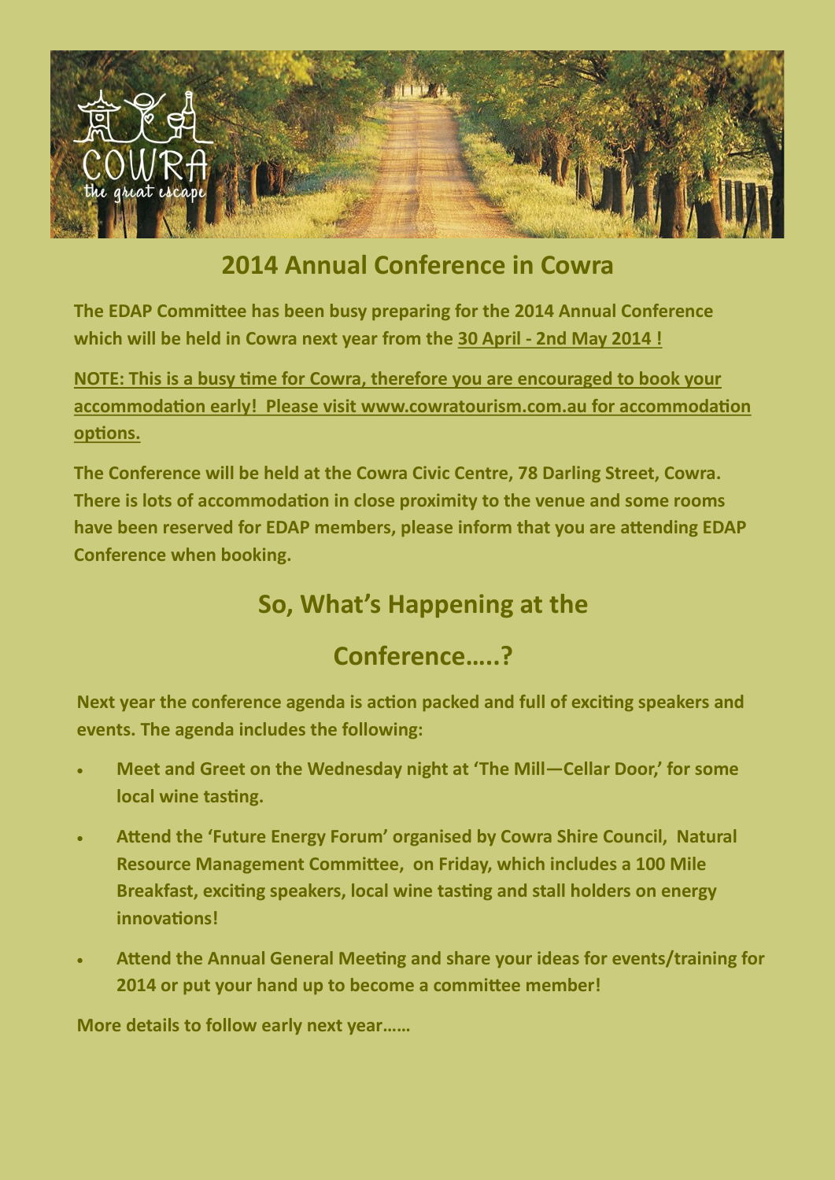## 2014 Annual Conference in Cowra

**The EDAP Committee has been busy preparing for the 2014 Annual Conference which will be held in Cowra next year from the 30 April - 2nd May 2014 !**

**NOTE: This is a busy time for Cowra, therefore you are encouraged to book your accommodation early! Please visit www.cowratourism.com.au for accommodation options.**

**The Conference will be held at the Cowra Civic Centre, 78 Darling Street, Cowra. There is lots of accommodation in close proximity to the venue and some rooms have been reserved for EDAP members, please inform that you are attending EDAP Conference when booking.**

## So, What's Happening at the Conference…..?

**Next year the conference agenda is action packed and full of exciting speakers and events. The agenda includes the following:**

- **Meet and Greet on the Wednesday night at 'The Mill—Cellar Door,' for some local wine tasting.**
- **Attend the 'Future Energy Forum' organised by Cowra Shire Council, Natural Resource Management Committee, on Friday, which includes a 100 Mile Breakfast, exciting speakers, local wine tasting and stall holders on energy innovations!**
- **Attend the Annual General Meeting and share your ideas for events/training for 2014 or put your hand up to become a committee member!**

**More details to follow early next year……**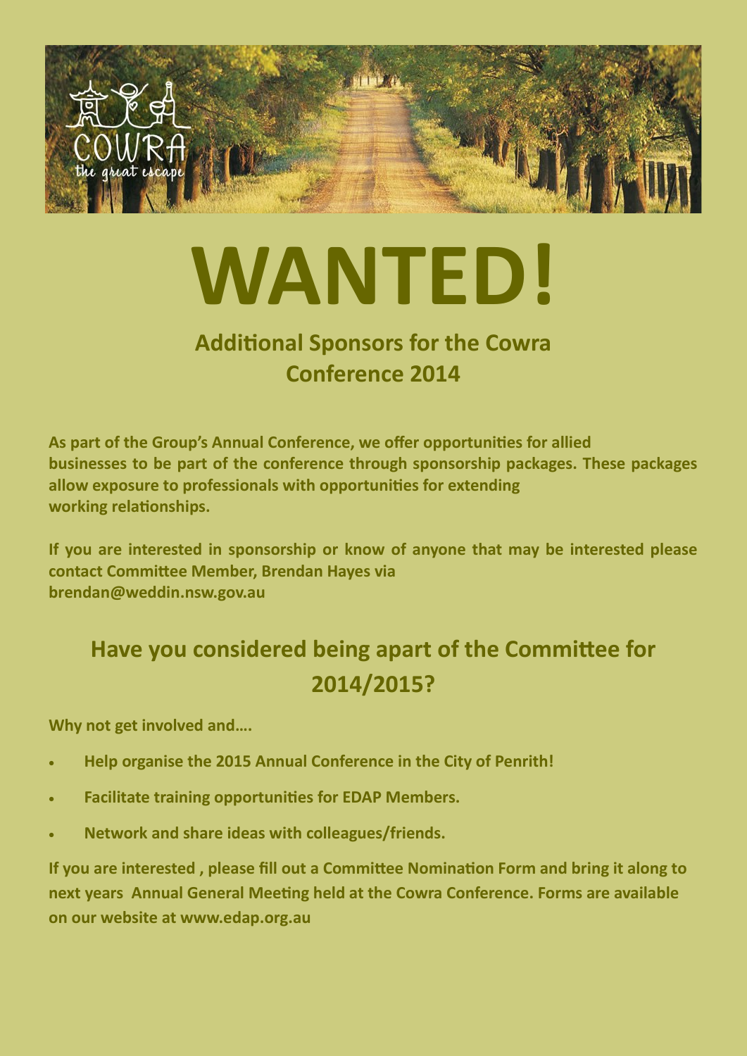# WANTED!

## Additional Sponsors for the Cowra Conference 2014

**As part of the Group's Annual Conference, we offer opportunities for allied businesses to be part of the conference through sponsorship packages. These packages allow exposure to professionals with opportunities for extending working relationships.**

**If you are interested in sponsorship or know of anyone that may be interested please contact Committee Member, Brendan Hayes via brendan@weddin.nsw.gov.au**

## Have you considered being apart of the Committee for 2014/2015?

**Why not get involved and….**

- **Help organise the 2015 Annual Conference in the City of Penrith!**
- **Facilitate training opportunities for EDAP Members.**
- **Network and share ideas with colleagues/friends.**

**If you are interested , please fill out a Committee Nomination Form and bring it along to next years Annual General Meeting held at the Cowra Conference. Forms are available on our website at www.edap.org.au**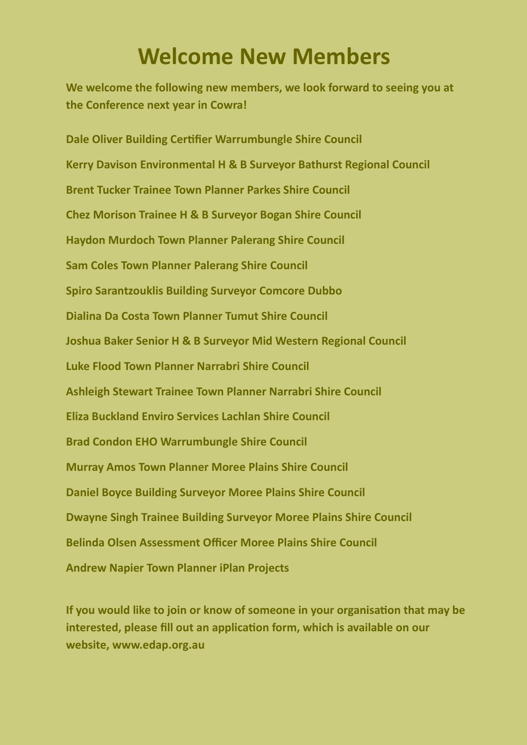# Welcome New Members

**We welcome the following new members, we look forward to seeing you at the Conference next year in Cowra!**

**Dale Oliver Building Certifier Warrumbungle Shire Council**

**Kerry Davison Environmental H & B Surveyor Bathurst Regional Council**

**Brent Tucker Trainee Town Planner Parkes Shire Council**

**Chez Morison Trainee H & B Surveyor Bogan Shire Council**

**Haydon Murdoch Town Planner Palerang Shire Council**

**Sam Coles Town Planner Palerang Shire Council**

**Spiro Sarantzouklis Building Surveyor Comcore Dubbo**

**Dialina Da Costa Town Planner Tumut Shire Council**

**Joshua Baker Senior H & B Surveyor Mid Western Regional Council**

**Luke Flood Town Planner Narrabri Shire Council**

**Ashleigh Stewart Trainee Town Planner Narrabri Shire Council**

**Eliza Buckland Enviro Services Lachlan Shire Council**

**Brad Condon EHO Warrumbungle Shire Council**

**Murray Amos Town Planner Moree Plains Shire Council**

**Daniel Boyce Building Surveyor Moree Plains Shire Council**

**Dwayne Singh Trainee Building Surveyor Moree Plains Shire Council**

**Belinda Olsen Assessment Officer Moree Plains Shire Council**

**Andrew Napier Town Planner iPlan Projects**

**If you would like to join or know of someone in your organisation that may be interested, please fill out an application form, which is available on our website, www.edap.org.au**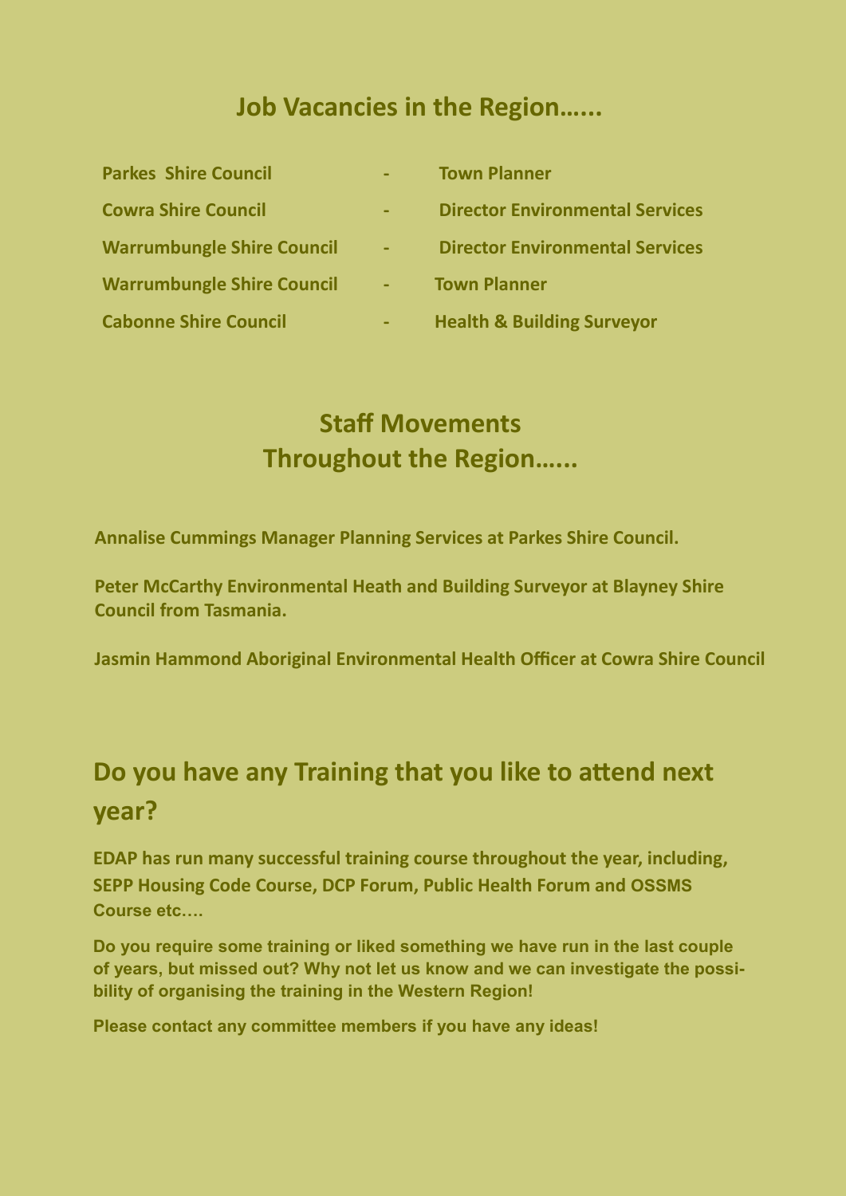## Job Vacancies in the Region……

| | | |
|---|---|---|
| Parkes Shire Council | - | Town Planner |
| Cowra Shire Council | - | Director Environmental Services |
| Warrumbungle Shire Council | - | Director Environmental Services |
| Warrumbungle Shire Council | - | Town Planner |
| Cabonne Shire Council | - | Health & Building Surveyor |

## Staff Movements Throughout the Region……

**Annalise Cummings Manager Planning Services at Parkes Shire Council.**

**Peter McCarthy Environmental Heath and Building Surveyor at Blayney Shire Council from Tasmania.**

**Jasmin Hammond Aboriginal Environmental Health Officer at Cowra Shire Council**

## Do you have any Training that you like to attend next year?

**EDAP has run many successful training course throughout the year, including, SEPP Housing Code Course, DCP Forum, Public Health Forum and OSSMS Course etc….**

**Do you require some training or liked something we have run in the last couple of years, but missed out? Why not let us know and we can investigate the possibility of organising the training in the Western Region!**

**Please contact any committee members if you have any ideas!**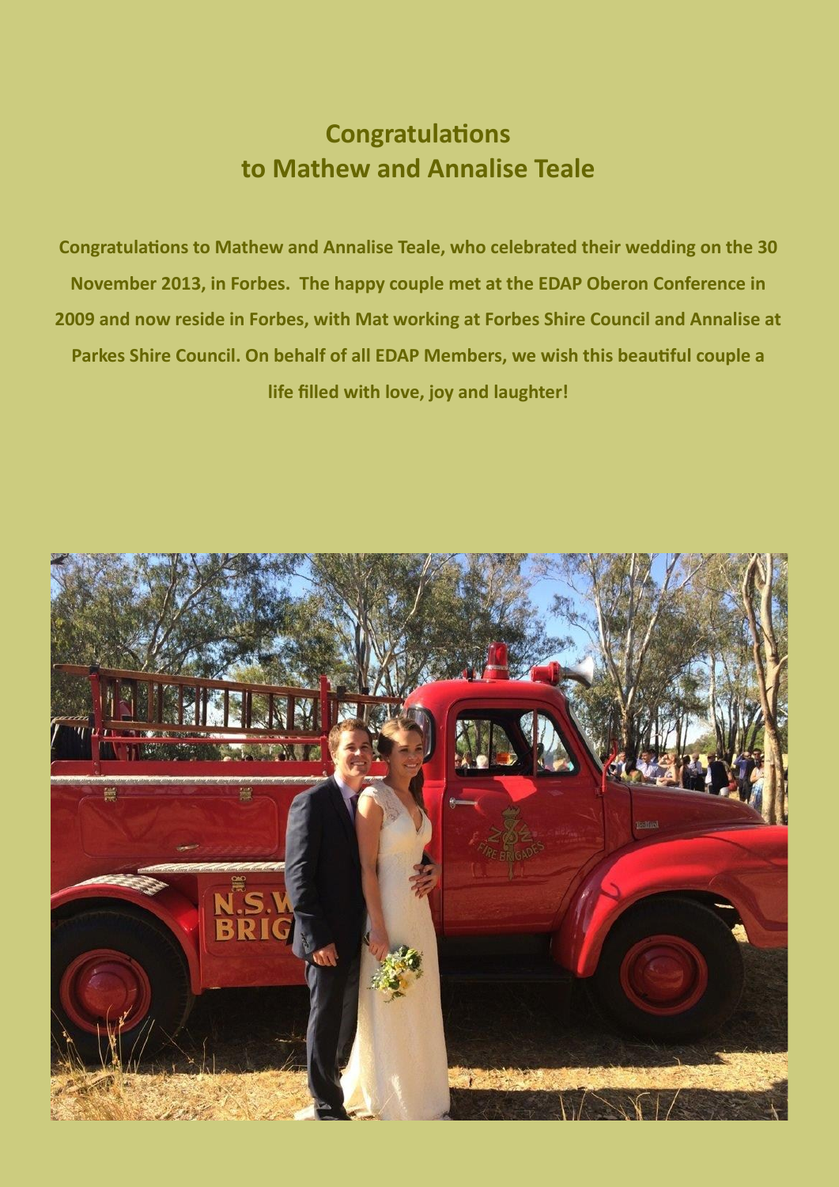## Congratulations to Mathew and Annalise Teale

**Congratulations to Mathew and Annalise Teale, who celebrated their wedding on the 30 November 2013, in Forbes. The happy couple met at the EDAP Oberon Conference in 2009 and now reside in Forbes, with Mat working at Forbes Shire Council and Annalise at Parkes Shire Council. On behalf of all EDAP Members, we wish this beautiful couple a life filled with love, joy and laughter!**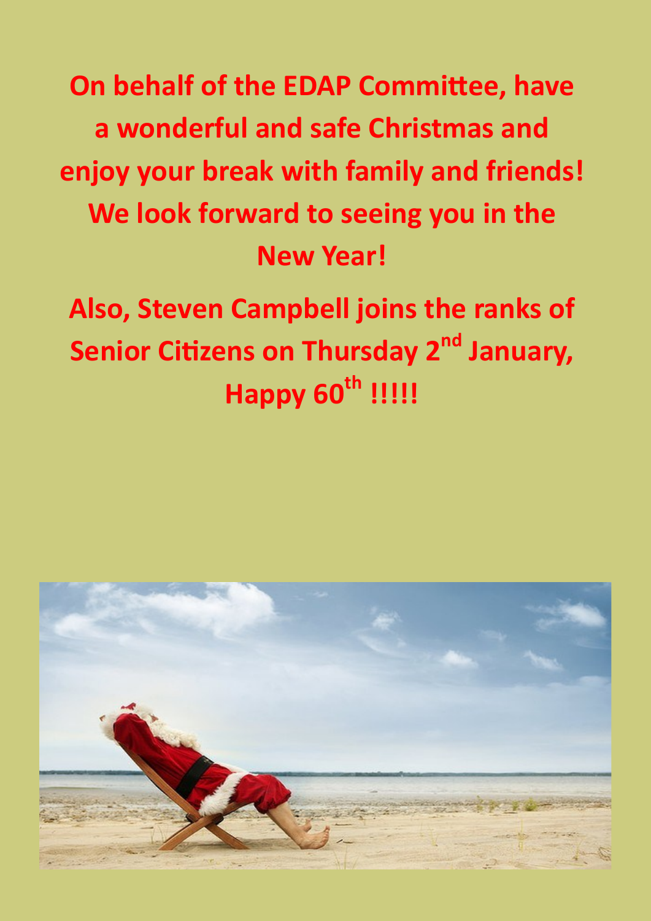**On behalf of the EDAP Committee, have a wonderful and safe Christmas and enjoy your break with family and friends! We look forward to seeing you in the New Year!**

**Also, Steven Campbell joins the ranks of Senior Citizens on Thursday 2nd January, Happy 60th !!!!!**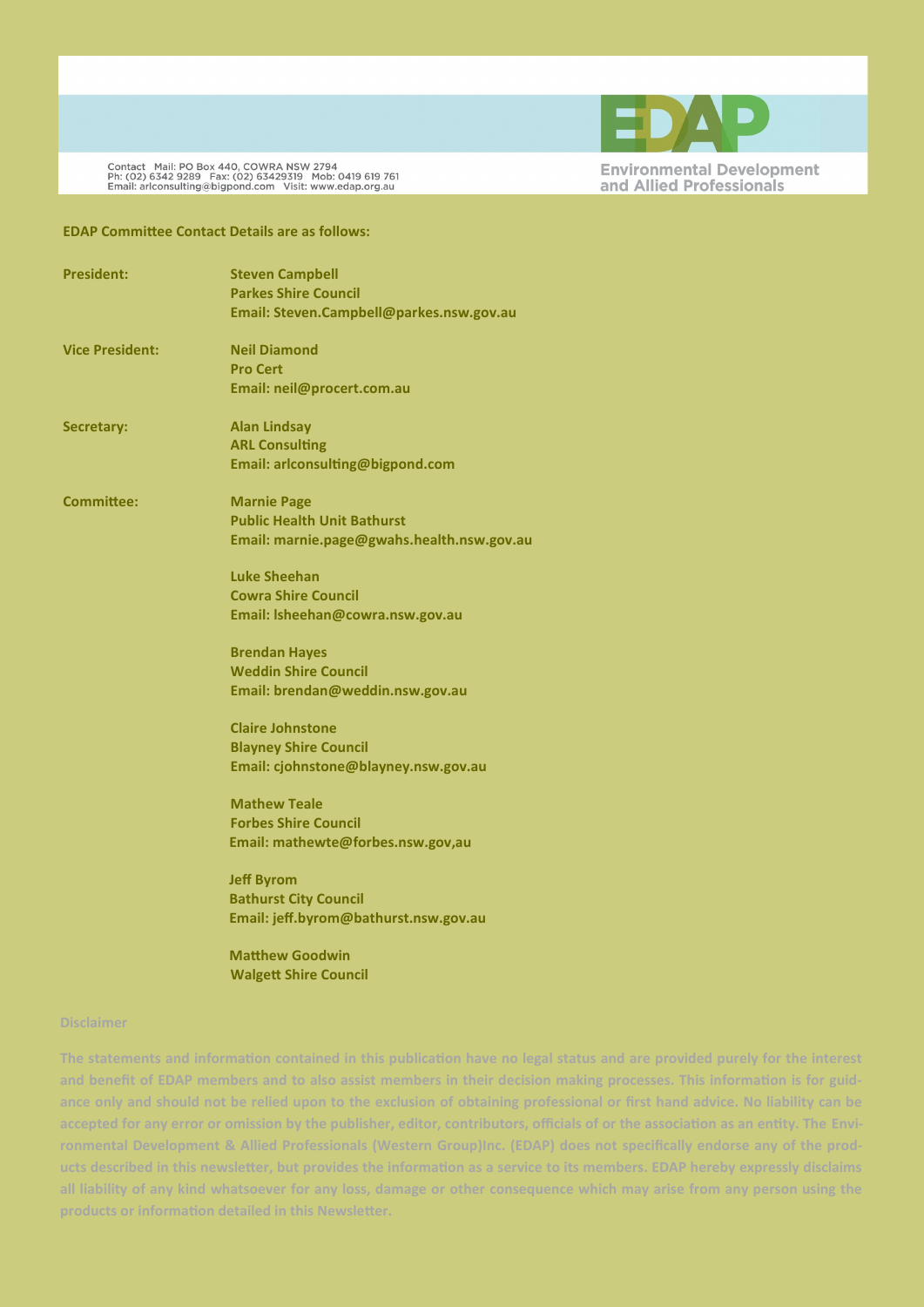Contact Mail: PO Box 440, COWRA NSW 2794
Ph: (02) 6342 9289 Fax: (02) 63429319 Mob: 0419 619 761
Email: arlconsulting@bigpond.com Visit: www.edap.org.au

EDAP
Environmental Development and Allied Professionals

**EDAP Committee Contact Details are as follows:**

| | |
|---|---|
| **President:** | **Steven Campbell**<br>**Parkes Shire Council**<br>**Email: Steven.Campbell@parkes.nsw.gov.au** |
| **Vice President:** | **Neil Diamond**<br>**Pro Cert**<br>**Email: neil@procert.com.au** |
| **Secretary:** | **Alan Lindsay**<br>**ARL Consulting**<br>**Email: arlconsulting@bigpond.com** |
| **Committee:** | **Marnie Page**<br>**Public Health Unit Bathurst**<br>**Email: marnie.page@gwahs.health.nsw.gov.au** |
| | **Luke Sheehan**<br>**Cowra Shire Council**<br>**Email: lsheehan@cowra.nsw.gov.au** |
| | **Brendan Hayes**<br>**Weddin Shire Council**<br>**Email: brendan@weddin.nsw.gov.au** |
| | **Claire Johnstone**<br>**Blayney Shire Council**<br>**Email: cjohnstone@blayney.nsw.gov.au** |
| | **Mathew Teale**<br>**Forbes Shire Council**<br>**Email: mathewte@forbes.nsw.gov,au** |
| | **Jeff Byrom**<br>**Bathurst City Council**<br>**Email: jeff.byrom@bathurst.nsw.gov.au** |
| | **Matthew Goodwin**<br>**Walgett Shire Council** |

**Disclaimer**

**The statements and information contained in this publication have no legal status and are provided purely for the interest and benefit of EDAP members and to also assist members in their decision making processes. This information is for guidance only and should not be relied upon to the exclusion of obtaining professional or first hand advice. No liability can be accepted for any error or omission by the publisher, editor, contributors, officials of or the association as an entity. The Environmental Development & Allied Professionals (Western Group)Inc. (EDAP) does not specifically endorse any of the products described in this newsletter, but provides the information as a service to its members. EDAP hereby expressly disclaims all liability of any kind whatsoever for any loss, damage or other consequence which may arise from any person using the products or information detailed in this Newsletter.**